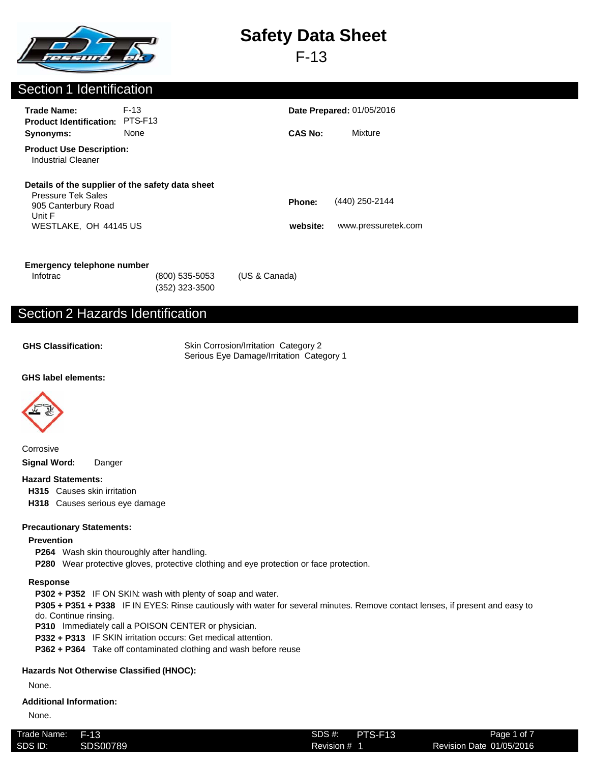# Safety Data Sheet

F-13

## Section 1 Identification

**Trade Name:** F-13
**Product Identification:** PTS-F13
**Synonyms:** None

**Date Prepared:** 01/05/2016
**CAS No:** Mixture

**Product Use Description:**
Industrial Cleaner

**Details of the supplier of the safety data sheet**
Pressure Tek Sales
905 Canterbury Road
Unit F
WESTLAKE, OH 44145 US

**Phone:** (440) 250-2144
**website:** www.pressuretek.com

**Emergency telephone number**
Infotrac (800) 535-5053 (US & Canada)
(352) 323-3500

## Section 2 Hazards Identification

**GHS Classification:**
Skin Corrosion/Irritation Category 2
Serious Eye Damage/Irritation Category 1

**GHS label elements:**

Corrosive

**Signal Word:** Danger

**Hazard Statements:**

**H315** Causes skin irritation
**H318** Causes serious eye damage

**Precautionary Statements:**

**Prevention**

**P264** Wash skin thouroughly after handling.
**P280** Wear protective gloves, protective clothing and eye protection or face protection.

**Response**

**P302 + P352** IF ON SKIN: wash with plenty of soap and water.
**P305 + P351 + P338** IF IN EYES: Rinse cautiously with water for several minutes. Remove contact lenses, if present and easy to do. Continue rinsing.
**P310** Immediately call a POISON CENTER or physician.
**P332 + P313** IF SKIN irritation occurs: Get medical attention.
**P362 + P364** Take off contaminated clothing and wash before reuse

**Hazards Not Otherwise Classified (HNOC):**

None.

**Additional Information:**

None.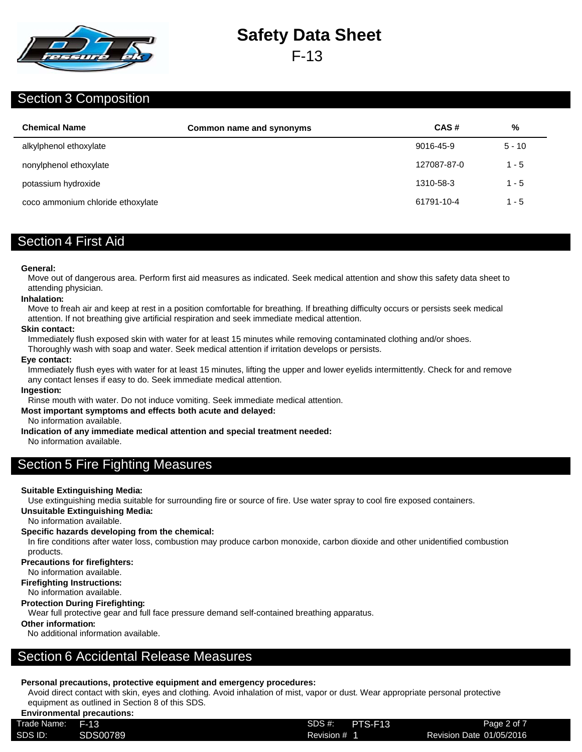# Safety Data Sheet

F-13

## Section 3 Composition

| Chemical Name | Common name and synonyms | CAS # | % |
|---|---|---|---|
| alkylphenol ethoxylate | | 9016-45-9 | 5 - 10 |
| nonylphenol ethoxylate | | 127087-87-0 | 1 - 5 |
| potassium hydroxide | | 1310-58-3 | 1 - 5 |
| coco ammonium chloride ethoxylate | | 61791-10-4 | 1 - 5 |

## Section 4 First Aid

**General:**
Move out of dangerous area. Perform first aid measures as indicated. Seek medical attention and show this safety data sheet to attending physician.

**Inhalation:**
Move to freah air and keep at rest in a position comfortable for breathing. If breathing difficulty occurs or persists seek medical attention. If not breathing give artificial respiration and seek immediate medical attention.

**Skin contact:**
Immediately flush exposed skin with water for at least 15 minutes while removing contaminated clothing and/or shoes. Thoroughly wash with soap and water. Seek medical attention if irritation develops or persists.

**Eye contact:**
Immediately flush eyes with water for at least 15 minutes, lifting the upper and lower eyelids intermittently. Check for and remove any contact lenses if easy to do. Seek immediate medical attention.

**Ingestion:**
Rinse mouth with water. Do not induce vomiting. Seek immediate medical attention.

**Most important symptoms and effects both acute and delayed:**
No information available.

**Indication of any immediate medical attention and special treatment needed:**
No information available.

## Section 5 Fire Fighting Measures

**Suitable Extinguishing Media:**
Use extinguishing media suitable for surrounding fire or source of fire. Use water spray to cool fire exposed containers.

**Unsuitable Extinguishing Media:**
No information available.

**Specific hazards developing from the chemical:**
In fire conditions after water loss, combustion may produce carbon monoxide, carbon dioxide and other unidentified combustion products.

**Precautions for firefighters:**
No information available.

**Firefighting Instructions:**
No information available.

**Protection During Firefighting:**
Wear full protective gear and full face pressure demand self-contained breathing apparatus.

**Other information:**
No additional information available.

## Section 6 Accidental Release Measures

**Personal precautions, protective equipment and emergency procedures:**
Avoid direct contact with skin, eyes and clothing. Avoid inhalation of mist, vapor or dust. Wear appropriate personal protective equipment as outlined in Section 8 of this SDS.

**Environmental precautions:**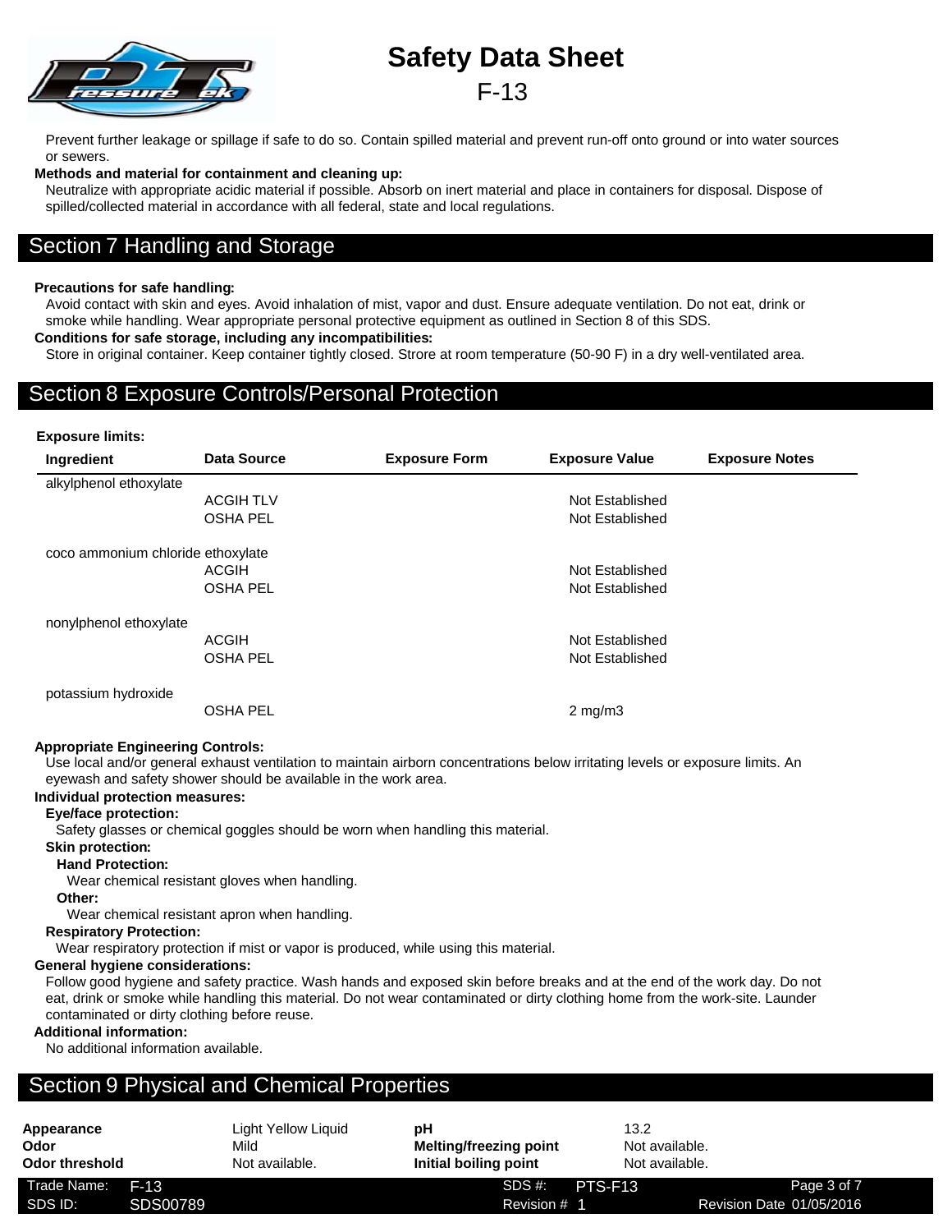Prevent further leakage or spillage if safe to do so. Contain spilled material and prevent run-off onto ground or into water sources or sewers.

**Methods and material for containment and cleaning up:**

Neutralize with appropriate acidic material if possible. Absorb on inert material and place in containers for disposal. Dispose of spilled/collected material in accordance with all federal, state and local regulations.

## Section 7 Handling and Storage

**Precautions for safe handling:**

Avoid contact with skin and eyes. Avoid inhalation of mist, vapor and dust. Ensure adequate ventilation. Do not eat, drink or smoke while handling. Wear appropriate personal protective equipment as outlined in Section 8 of this SDS.

**Conditions for safe storage, including any incompatibilities:**

Store in original container. Keep container tightly closed. Strore at room temperature (50-90 F) in a dry well-ventilated area.

## Section 8 Exposure Controls/Personal Protection

**Exposure limits:**

| Ingredient | Data Source | Exposure Form | Exposure Value | Exposure Notes |
|---|---|---|---|---|
| alkylphenol ethoxylate | | | | |
| | ACGIH TLV | | Not Established | |
| | OSHA PEL | | Not Established | |
| coco ammonium chloride ethoxylate | | | | |
| | ACGIH | | Not Established | |
| | OSHA PEL | | Not Established | |
| nonylphenol ethoxylate | | | | |
| | ACGIH | | Not Established | |
| | OSHA PEL | | Not Established | |
| potassium hydroxide | | | | |
| | OSHA PEL | | 2 mg/m3 | |

**Appropriate Engineering Controls:**

Use local and/or general exhaust ventilation to maintain airborn concentrations below irritating levels or exposure limits. An eyewash and safety shower should be available in the work area.

**Individual protection measures:**

**Eye/face protection:**

Safety glasses or chemical goggles should be worn when handling this material.

**Skin protection:**

**Hand Protection:**

Wear chemical resistant gloves when handling.

**Other:**

Wear chemical resistant apron when handling.

**Respiratory Protection:**

Wear respiratory protection if mist or vapor is produced, while using this material.

**General hygiene considerations:**

Follow good hygiene and safety practice. Wash hands and exposed skin before breaks and at the end of the work day. Do not eat, drink or smoke while handling this material. Do not wear contaminated or dirty clothing home from the work-site. Launder contaminated or dirty clothing before reuse.

**Additional information:**

No additional information available.

## Section 9 Physical and Chemical Properties

| | | | |
|---|---|---|---|
| **Appearance** | Light Yellow Liquid | **pH** | 13.2 |
| **Odor** | Mild | **Melting/freezing point** | Not available. |
| **Odor threshold** | Not available. | **Initial boiling point** | Not available. |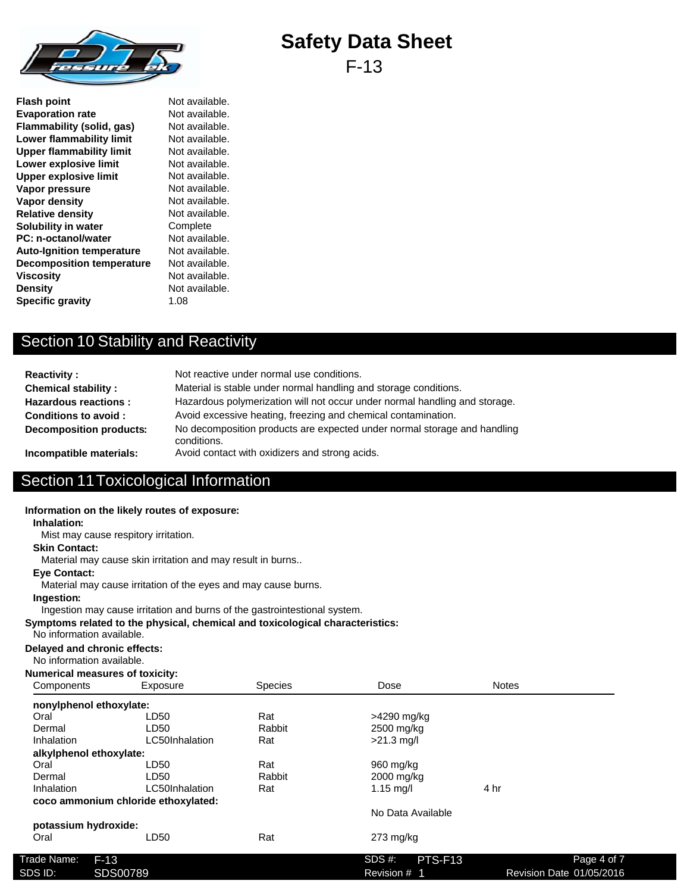| | |
|---|---|
| **Flash point** | Not available. |
| **Evaporation rate** | Not available. |
| **Flammability (solid, gas)** | Not available. |
| **Lower flammability limit** | Not available. |
| **Upper flammability limit** | Not available. |
| **Lower explosive limit** | Not available. |
| **Upper explosive limit** | Not available. |
| **Vapor pressure** | Not available. |
| **Vapor density** | Not available. |
| **Relative density** | Not available. |
| **Solubility in water** | Complete |
| **PC: n-octanol/water** | Not available. |
| **Auto-Ignition temperature** | Not available. |
| **Decomposition temperature** | Not available. |
| **Viscosity** | Not available. |
| **Density** | Not available. |
| **Specific gravity** | 1.08 |

## Section 10 Stability and Reactivity

| | |
|---|---|
| **Reactivity :** | Not reactive under normal use conditions. |
| **Chemical stability :** | Material is stable under normal handling and storage conditions. |
| **Hazardous reactions :** | Hazardous polymerization will not occur under normal handling and storage. |
| **Conditions to avoid :** | Avoid excessive heating, freezing and chemical contamination. |
| **Decomposition products:** | No decomposition products are expected under normal storage and handling conditions. |
| **Incompatible materials:** | Avoid contact with oxidizers and strong acids. |

## Section 11 Toxicological Information

**Information on the likely routes of exposure:**

**Inhalation:**

Mist may cause respitory irritation.

**Skin Contact:**

Material may cause skin irritation and may result in burns..

**Eye Contact:**

Material may cause irritation of the eyes and may cause burns.

**Ingestion:**

Ingestion may cause irritation and burns of the gastrointestional system.

**Symptoms related to the physical, chemical and toxicological characteristics:**

No information available.

**Delayed and chronic effects:**

No information available.

**Numerical measures of toxicity:**

| Components | Exposure | Species | Dose | Notes |
|---|---|---|---|---|
| **nonylphenol ethoxylate:** | | | | |
| Oral | LD50 | Rat | >4290 mg/kg | |
| Dermal | LD50 | Rabbit | 2500 mg/kg | |
| Inhalation | LC50Inhalation | Rat | >21.3 mg/l | |
| **alkylphenol ethoxylate:** | | | | |
| Oral | LD50 | Rat | 960 mg/kg | |
| Dermal | LD50 | Rabbit | 2000 mg/kg | |
| Inhalation | LC50Inhalation | Rat | 1.15 mg/l | 4 hr |
| **coco ammonium chloride ethoxylated:** | | | | |
| | | | No Data Available | |
| **potassium hydroxide:** | | | | |
| Oral | LD50 | Rat | 273 mg/kg | |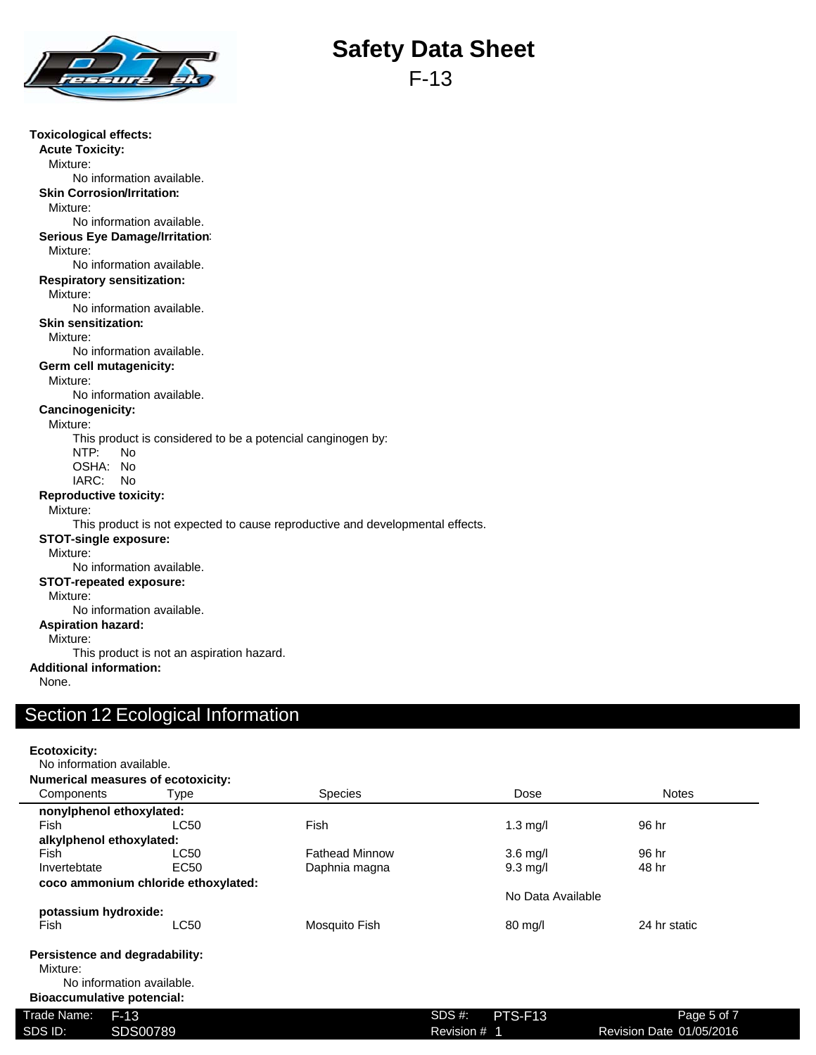**Toxicological effects:**

**Acute Toxicity:**

Mixture:

No information available.

**Skin Corrosion/Irritation:**

Mixture:

No information available.

**Serious Eye Damage/Irritation:**

Mixture:

No information available.

**Respiratory sensitization:**

Mixture:

No information available.

**Skin sensitization:**

Mixture:

No information available.

**Germ cell mutagenicity:**

Mixture:

No information available.

**Cancinogenicity:**

Mixture:

This product is considered to be a potencial canginogen by:

NTP: No
OSHA: No
IARC: No

**Reproductive toxicity:**

Mixture:

This product is not expected to cause reproductive and developmental effects.

**STOT-single exposure:**

Mixture:

No information available.

**STOT-repeated exposure:**

Mixture:

No information available.

**Aspiration hazard:**

Mixture:

This product is not an aspiration hazard.

**Additional information:**

None.

## Section 12 Ecological Information

**Ecotoxicity:**

No information available.

**Numerical measures of ecotoxicity:**

| Components | Type | Species | Dose | Notes |
|---|---|---|---|---|
| **nonylphenol ethoxylated:** | | | | |
| Fish | LC50 | Fish | 1.3 mg/l | 96 hr |
| **alkylphenol ethoxylated:** | | | | |
| Fish | LC50 | Fathead Minnow | 3.6 mg/l | 96 hr |
| Invertebtate | EC50 | Daphnia magna | 9.3 mg/l | 48 hr |
| **coco ammonium chloride ethoxylated:** | | | | |
| | | | No Data Available | |
| **potassium hydroxide:** | | | | |
| Fish | LC50 | Mosquito Fish | 80 mg/l | 24 hr static |

**Persistence and degradability:**

Mixture:

No information available.

**Bioaccumulative potencial:**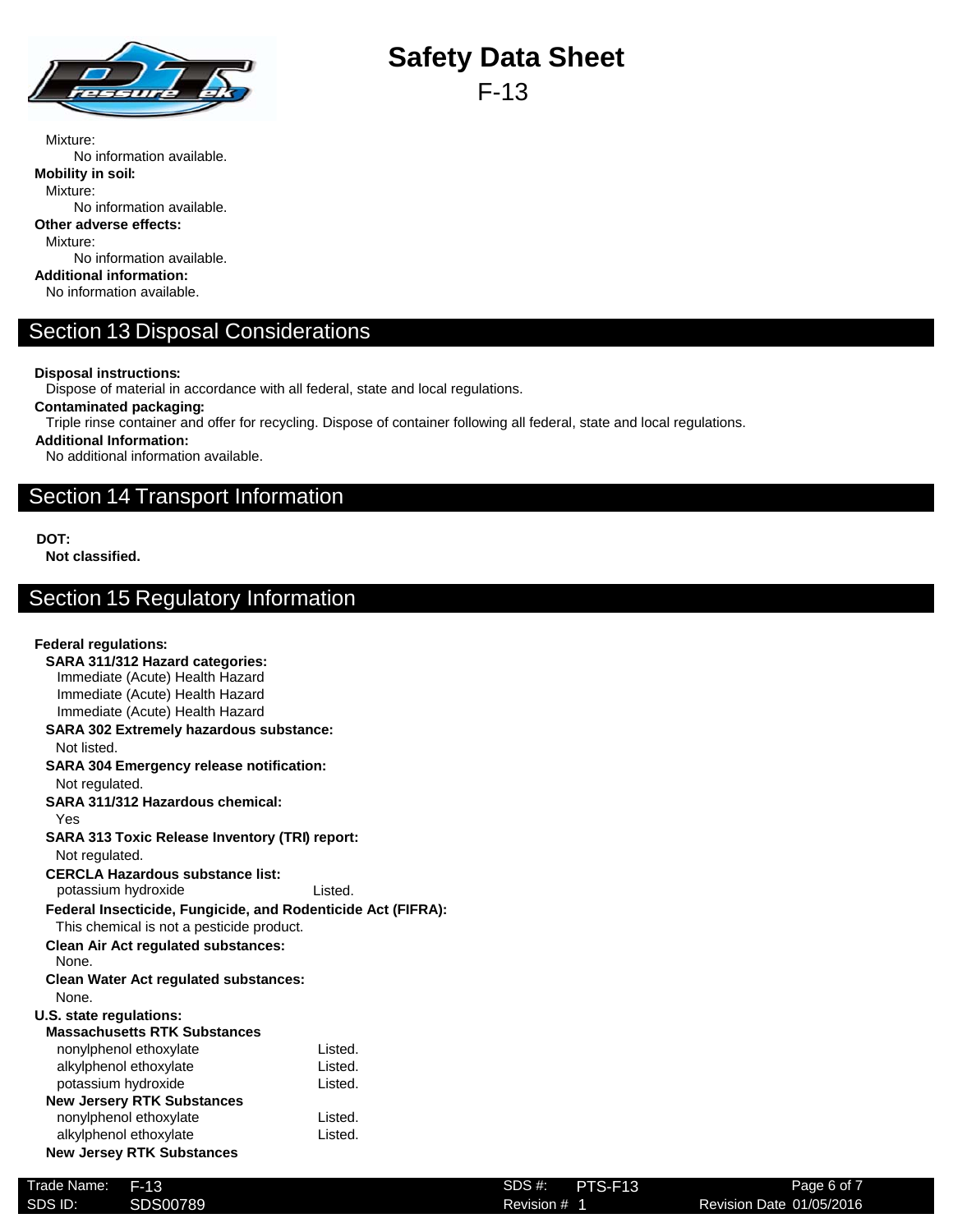Mixture:

No information available.

**Mobility in soil:**

Mixture:

No information available.

**Other adverse effects:**

Mixture:

No information available.

**Additional information:**

No information available.

## Section 13 Disposal Considerations

**Disposal instructions:**

Dispose of material in accordance with all federal, state and local regulations.

**Contaminated packaging:**

Triple rinse container and offer for recycling. Dispose of container following all federal, state and local regulations.

**Additional Information:**

No additional information available.

## Section 14 Transport Information

**DOT:**

**Not classified.**

## Section 15 Regulatory Information

**Federal regulations:**

**SARA 311/312 Hazard categories:**

Immediate (Acute) Health Hazard
Immediate (Acute) Health Hazard
Immediate (Acute) Health Hazard

**SARA 302 Extremely hazardous substance:**

Not listed.

**SARA 304 Emergency release notification:**

Not regulated.

**SARA 311/312 Hazardous chemical:**

Yes

**SARA 313 Toxic Release Inventory (TRI) report:**

Not regulated.

**CERCLA Hazardous substance list:**

| | |
|---|---|
| potassium hydroxide | Listed. |

**Federal Insecticide, Fungicide, and Rodenticide Act (FIFRA):**

This chemical is not a pesticide product.

**Clean Air Act regulated substances:**

None.

**Clean Water Act regulated substances:**

None.

**U.S. state regulations:**

**Massachusetts RTK Substances**

| | |
|---|---|
| nonylphenol ethoxylate | Listed. |
| alkylphenol ethoxylate | Listed. |
| potassium hydroxide | Listed. |

**New Jersery RTK Substances**

| | |
|---|---|
| nonylphenol ethoxylate | Listed. |
| alkylphenol ethoxylate | Listed. |

**New Jersey RTK Substances**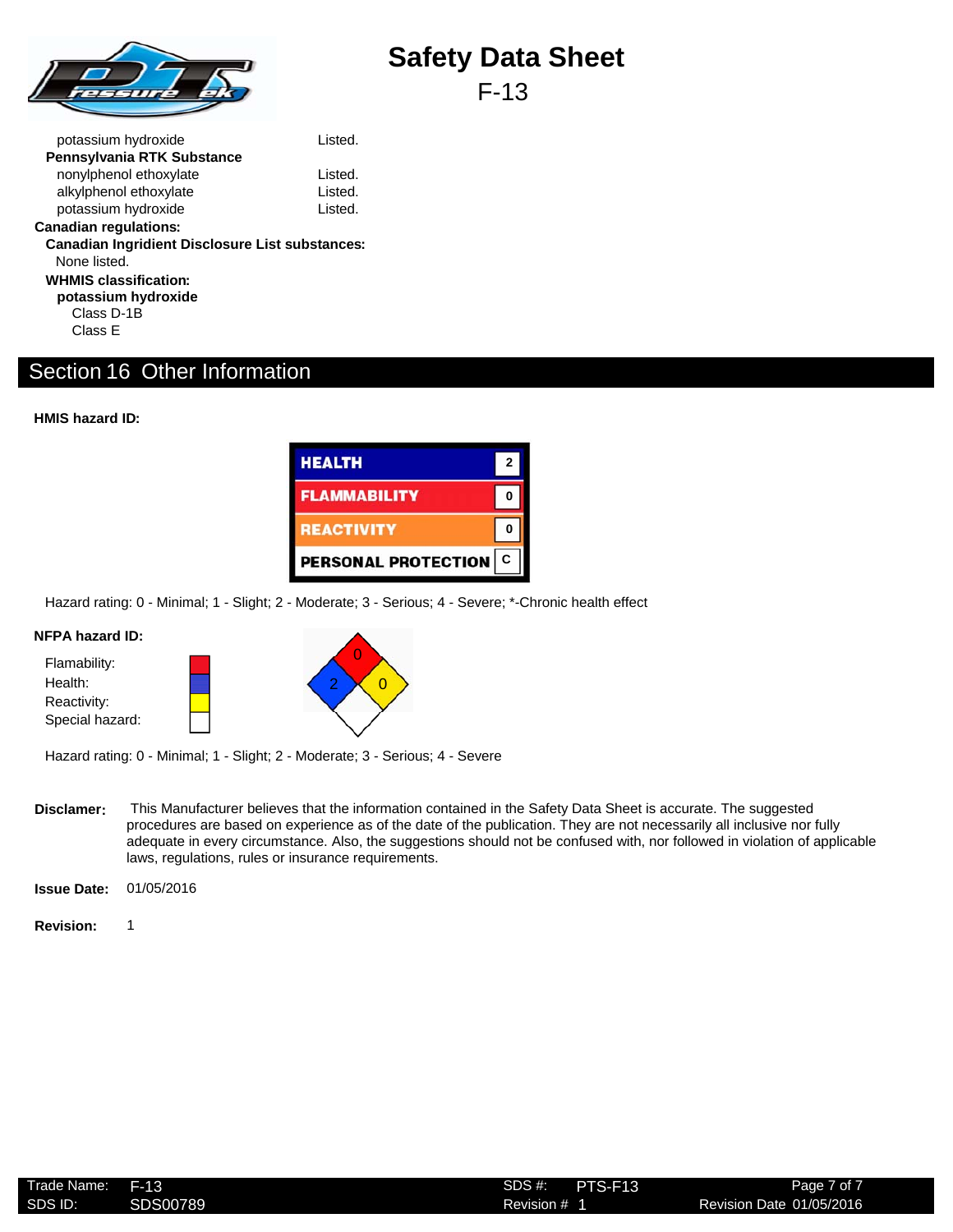potassium hydroxide Listed.

**Pennsylvania RTK Substance**

| | |
|---|---|
| nonylphenol ethoxylate | Listed. |
| alkylphenol ethoxylate | Listed. |
| potassium hydroxide | Listed. |

**Canadian regulations:**

**Canadian Ingridient Disclosure List substances:**

None listed.

**WHMIS classification:**

**potassium hydroxide**

Class D-1B

Class E

## Section 16 Other Information

**HMIS hazard ID:**

| | |
|---|---|
| HEALTH | 2 |
| FLAMMABILITY | 0 |
| REACTIVITY | 0 |
| PERSONAL PROTECTION | C |

Hazard rating: 0 - Minimal; 1 - Slight; 2 - Moderate; 3 - Serious; 4 - Severe; *-Chronic health effect

**NFPA hazard ID:**

Flamability:
Health:
Reactivity:
Special hazard:

0
2
0

Hazard rating: 0 - Minimal; 1 - Slight; 2 - Moderate; 3 - Serious; 4 - Severe

**Disclamer:** This Manufacturer believes that the information contained in the Safety Data Sheet is accurate. The suggested procedures are based on experience as of the date of the publication. They are not necessarily all inclusive nor fully adequate in every circumstance. Also, the suggestions should not be confused with, nor followed in violation of applicable laws, regulations, rules or insurance requirements.

**Issue Date:** 01/05/2016

**Revision:** 1